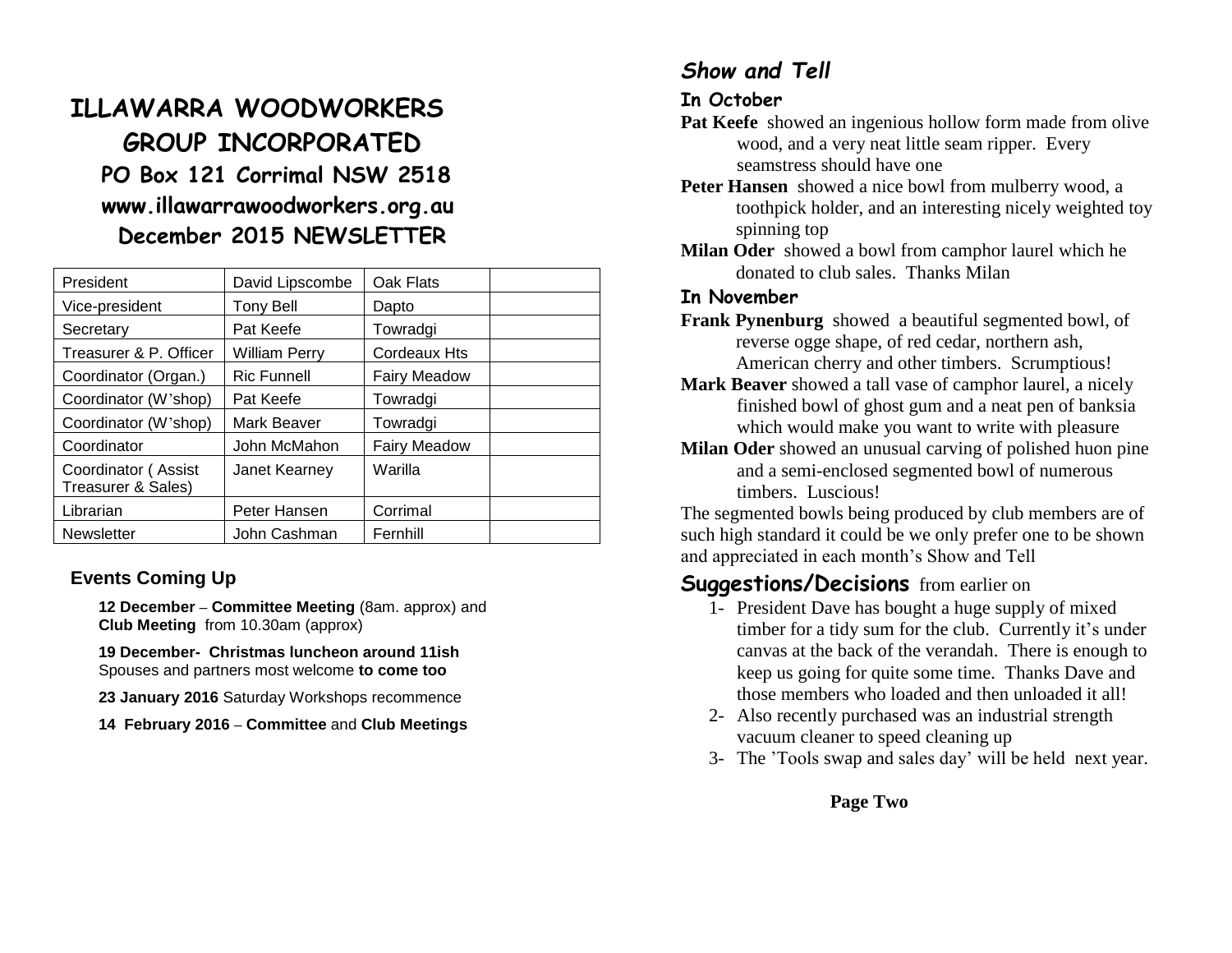# ILLAWARRA WOODWORKERS GROUP INCORPORATED

## PO Box 121 Corrimal NSW 2518

## www.illawarrawoodworkers.org.au

## December 2015 NEWSLETTER

| President | David Lipscombe | Oak Flats | |
|---|---|---|---|
| Vice-president | Tony Bell | Dapto | |
| Secretary | Pat Keefe | Towradgi | |
| Treasurer & P. Officer | William Perry | Cordeaux Hts | |
| Coordinator (Organ.) | Ric Funnell | Fairy Meadow | |
| Coordinator (W'shop) | Pat Keefe | Towradgi | |
| Coordinator (W'shop) | Mark Beaver | Towradgi | |
| Coordinator | John McMahon | Fairy Meadow | |
| Coordinator ( Assist Treasurer & Sales) | Janet Kearney | Warilla | |
| Librarian | Peter Hansen | Corrimal | |
| Newsletter | John Cashman | Fernhill | |

### Events Coming Up

**12 December** – **Committee Meeting** (8am. approx) and **Club Meeting** from 10.30am (approx)

**19 December- Christmas luncheon around 11ish**
Spouses and partners most welcome **to come too**

**23 January 2016** Saturday Workshops recommence

**14 February 2016** – **Committee** and **Club Meetings**

## *Show and Tell*

### In October

**Pat Keefe** showed an ingenious hollow form made from olive wood, and a very neat little seam ripper. Every seamstress should have one

**Peter Hansen** showed a nice bowl from mulberry wood, a toothpick holder, and an interesting nicely weighted toy spinning top

**Milan Oder** showed a bowl from camphor laurel which he donated to club sales. Thanks Milan

### In November

**Frank Pynenburg** showed a beautiful segmented bowl, of reverse ogge shape, of red cedar, northern ash, American cherry and other timbers. Scrumptious!

**Mark Beaver** showed a tall vase of camphor laurel, a nicely finished bowl of ghost gum and a neat pen of banksia which would make you want to write with pleasure

**Milan Oder** showed an unusual carving of polished huon pine and a semi-enclosed segmented bowl of numerous timbers. Luscious!

The segmented bowls being produced by club members are of such high standard it could be we only prefer one to be shown and appreciated in each month's Show and Tell

## **Suggestions/Decisions** from earlier on

1- President Dave has bought a huge supply of mixed timber for a tidy sum for the club. Currently it's under canvas at the back of the verandah. There is enough to keep us going for quite some time. Thanks Dave and those members who loaded and then unloaded it all!

2- Also recently purchased was an industrial strength vacuum cleaner to speed cleaning up

3- The 'Tools swap and sales day' will be held next year.

**Page Two**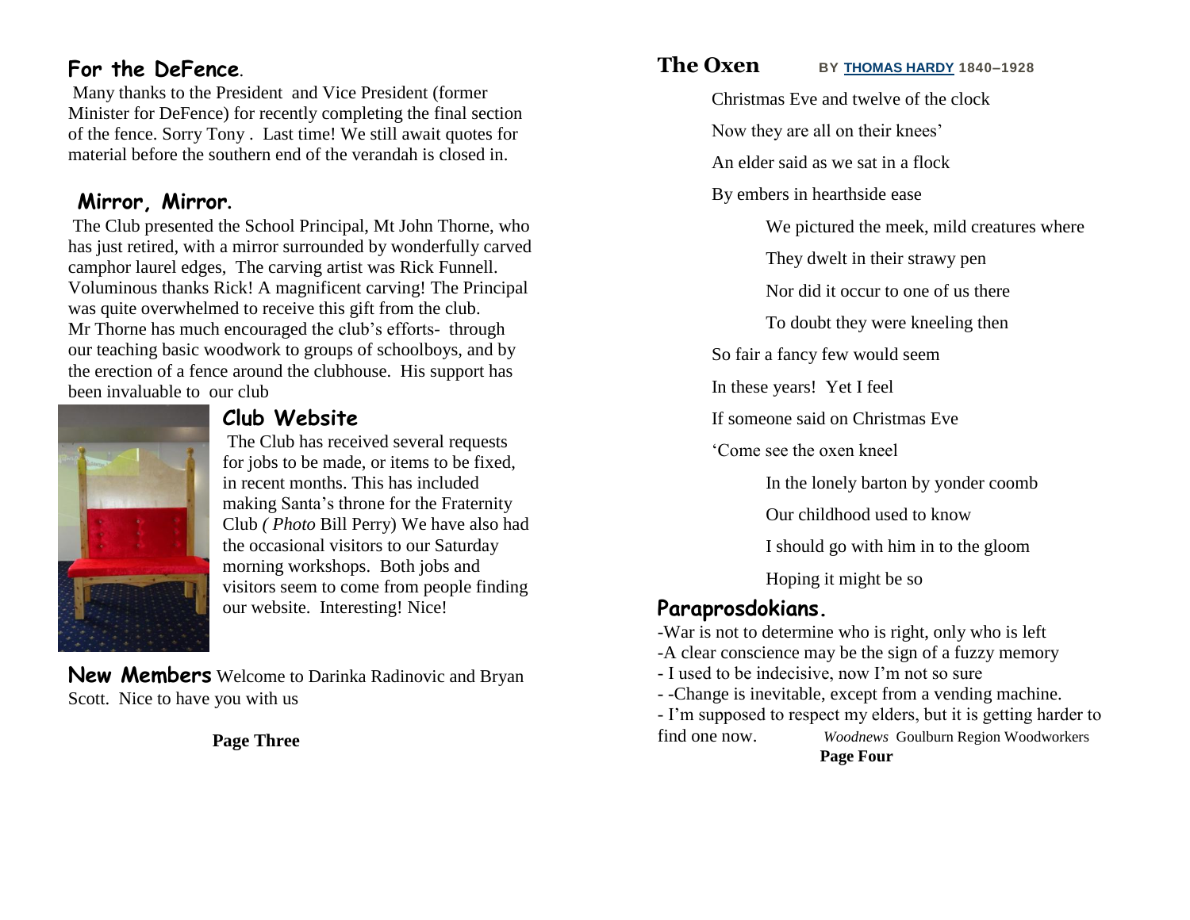## For the DeFence.

Many thanks to the President and Vice President (former Minister for DeFence) for recently completing the final section of the fence. Sorry Tony . Last time! We still await quotes for material before the southern end of the verandah is closed in.

## Mirror, Mirror.

The Club presented the School Principal, Mt John Thorne, who has just retired, with a mirror surrounded by wonderfully carved camphor laurel edges, The carving artist was Rick Funnell. Voluminous thanks Rick! A magnificent carving! The Principal was quite overwhelmed to receive this gift from the club. Mr Thorne has much encouraged the club's efforts- through our teaching basic woodwork to groups of schoolboys, and by the erection of a fence around the clubhouse. His support has been invaluable to our club

## Club Website

The Club has received several requests for jobs to be made, or items to be fixed, in recent months. This has included making Santa's throne for the Fraternity Club *( Photo* Bill Perry) We have also had the occasional visitors to our Saturday morning workshops. Both jobs and visitors seem to come from people finding our website. Interesting! Nice!

**New Members** Welcome to Darinka Radinovic and Bryan Scott. Nice to have you with us

## The Oxen

**BY THOMAS HARDY 1840–1928**

Christmas Eve and twelve of the clock  
Now they are all on their knees'  
An elder said as we sat in a flock  
By embers in hearthside ease

We pictured the meek, mild creatures where  
They dwelt in their strawy pen  
Nor did it occur to one of us there  
To doubt they were kneeling then

So fair a fancy few would seem  
In these years! Yet I feel  
If someone said on Christmas Eve  
'Come see the oxen kneel

In the lonely barton by yonder coomb  
Our childhood used to know  
I should go with him in to the gloom  
Hoping it might be so

## Paraprosdokians.

-War is not to determine who is right, only who is left  
-A clear conscience may be the sign of a fuzzy memory  
- I used to be indecisive, now I'm not so sure  
- -Change is inevitable, except from a vending machine.  
- I'm supposed to respect my elders, but it is getting harder to find one now.

*Woodnews* Goulburn Region Woodworkers